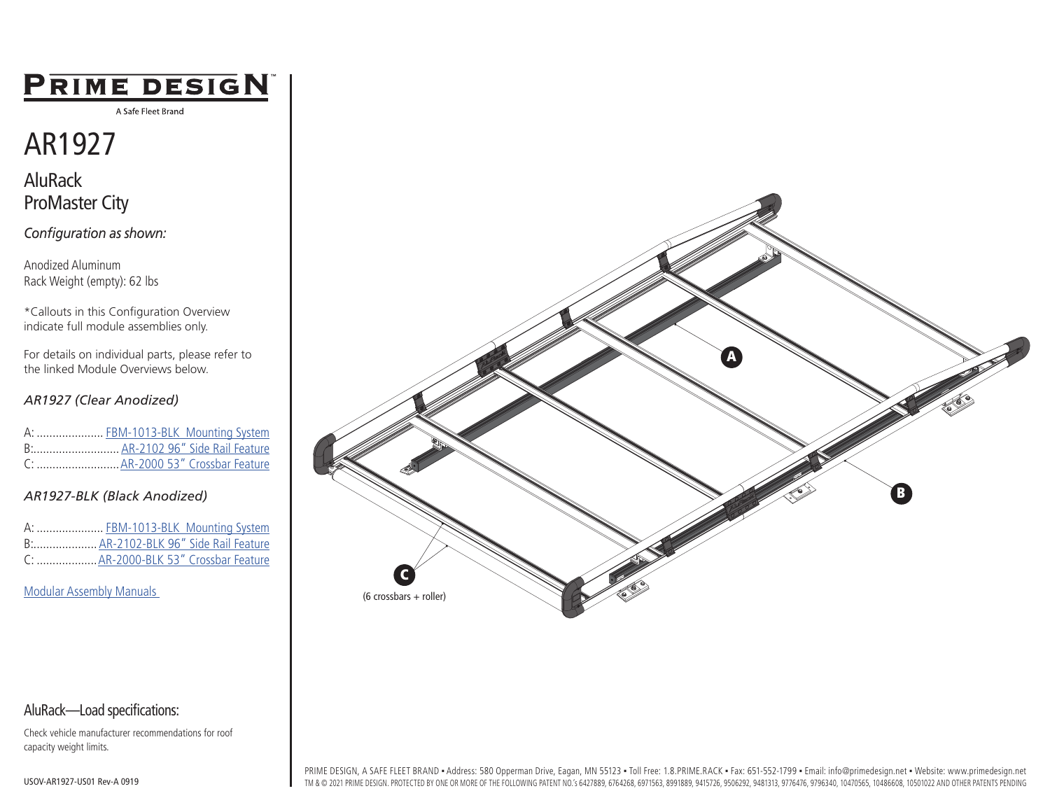# PRIME DESIGN™

A Safe Fleet Brand

# AR1927

## AluRack
## ProMaster City

*Configuration as shown:*

Anodized Aluminum
Rack Weight (empty): 62 lbs

*Callouts in this Configuration Overview indicate full module assemblies only.

For details on individual parts, please refer to the linked Module Overviews below.

### *AR1927 (Clear Anodized)*

A: .................... FBM-1013-BLK Mounting System
B:.......................... AR-2102 96" Side Rail Feature
C: .......................... AR-2000 53" Crossbar Feature

### *AR1927-BLK (Black Anodized)*

A: .................... FBM-1013-BLK Mounting System
B:................... AR-2102-BLK 96" Side Rail Feature
C: .................. AR-2000-BLK 53" Crossbar Feature

Modular Assembly Manuals

A

B

C

(6 crossbars + roller)

## AluRack—Load specifications:

Check vehicle manufacturer recommendations for roof capacity weight limits.

USOV-AR1927-US01 Rev-A 0919

PRIME DESIGN, A SAFE FLEET BRAND • Address: 580 Opperman Drive, Eagan, MN 55123 • Toll Free: 1.8.PRIME.RACK • Fax: 651-552-1799 • Email: info@primedesign.net • Website: www.primedesign.net
TM & © 2021 PRIME DESIGN. PROTECTED BY ONE OR MORE OF THE FOLLOWING PATENT NO.'s 6427889, 6764268, 6971563, 8991889, 9415726, 9506292, 9481313, 9776476, 9796340, 10470565, 10486608, 10501022 AND OTHER PATENTS PENDING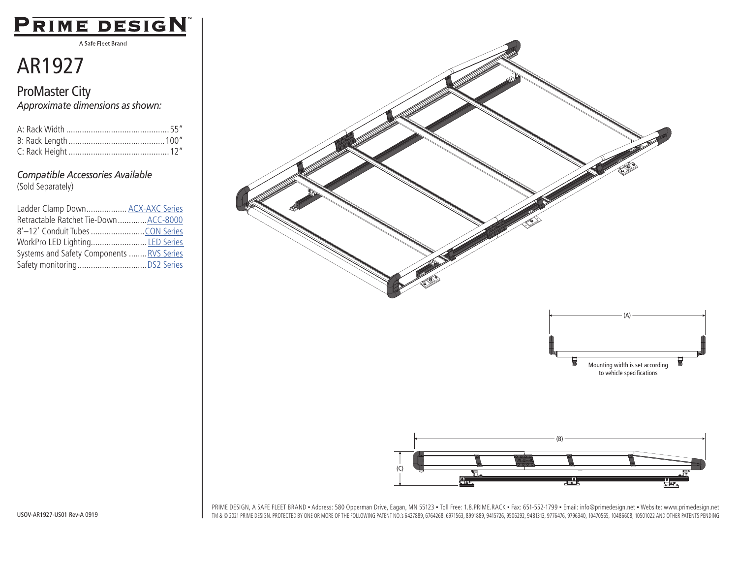# PRIME DESIGN

A Safe Fleet Brand

# AR1927

## ProMaster City

*Approximate dimensions as shown:*

A: Rack Width ............................................. 55"
B: Rack Length ........................................... 100"
C: Rack Height ............................................ 12"

*Compatible Accessories Available*
(Sold Separately)

Ladder Clamp Down.................. ACX-AXC Series
Retractable Ratchet Tie-Down.............ACC-8000
8'–12' Conduit Tubes ........................CON Series
WorkPro LED Lighting......................... LED Series
Systems and Safety Components ........RVS Series
Safety monitoring...............................DS2 Series

(A)

Mounting width is set according to vehicle specifications

(B)

(C)

USOV-AR1927-US01 Rev-A 0919

PRIME DESIGN, A SAFE FLEET BRAND ▪ Address: 580 Opperman Drive, Eagan, MN 55123 ▪ Toll Free: 1.8.PRIME.RACK ▪ Fax: 651-552-1799 ▪ Email: info@primedesign.net ▪ Website: www.primedesign.net
TM & © 2021 PRIME DESIGN. PROTECTED BY ONE OR MORE OF THE FOLLOWING PATENT NO.'s 6427889, 6764268, 6971563, 8991889, 9415726, 9506292, 9481313, 9776476, 9796340, 10470565, 10486608, 10501022 AND OTHER PATENTS PENDING